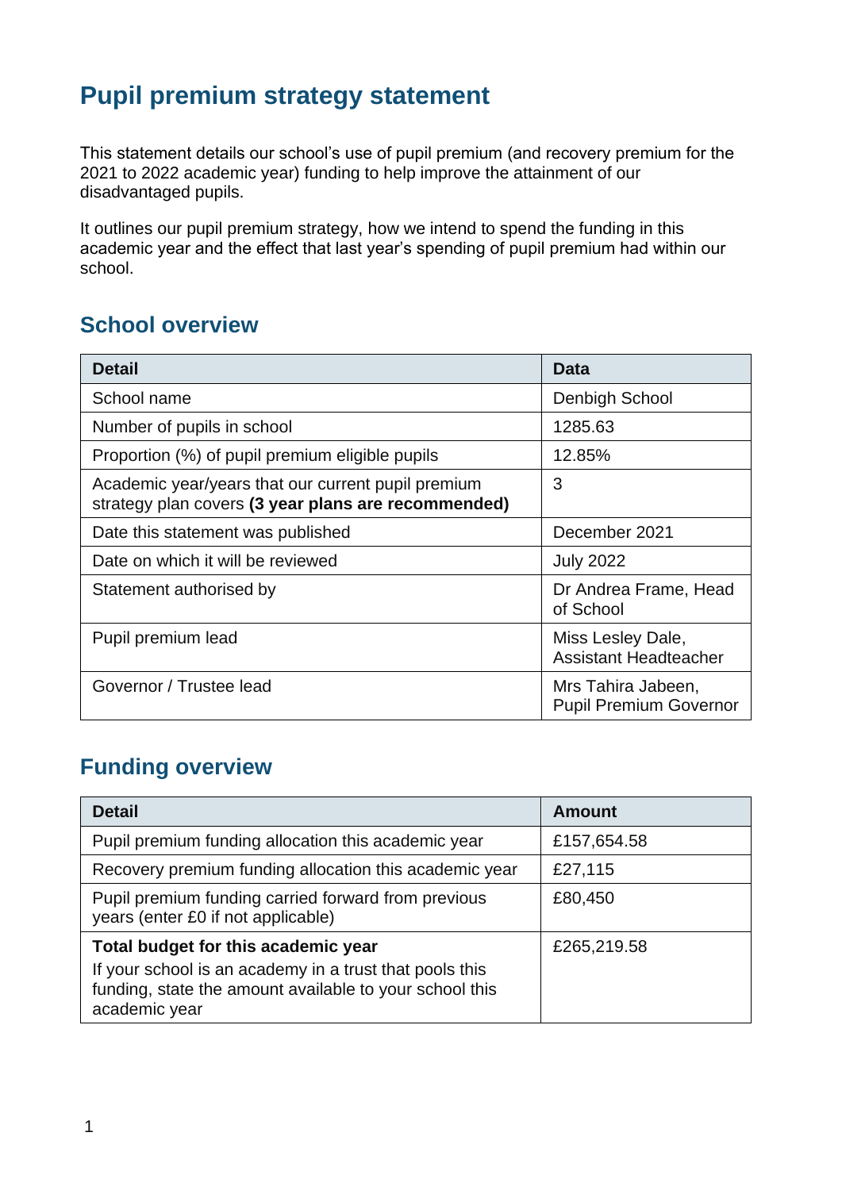# Pupil premium strategy statement

This statement details our school's use of pupil premium (and recovery premium for the 2021 to 2022 academic year) funding to help improve the attainment of our disadvantaged pupils.

It outlines our pupil premium strategy, how we intend to spend the funding in this academic year and the effect that last year's spending of pupil premium had within our school.

## School overview

| Detail | Data |
|---|---|
| School name | Denbigh School |
| Number of pupils in school | 1285.63 |
| Proportion (%) of pupil premium eligible pupils | 12.85% |
| Academic year/years that our current pupil premium strategy plan covers **(3 year plans are recommended)** | 3 |
| Date this statement was published | December 2021 |
| Date on which it will be reviewed | July 2022 |
| Statement authorised by | Dr Andrea Frame, Head of School |
| Pupil premium lead | Miss Lesley Dale, Assistant Headteacher |
| Governor / Trustee lead | Mrs Tahira Jabeen, Pupil Premium Governor |

## Funding overview

| Detail | Amount |
|---|---|
| Pupil premium funding allocation this academic year | £157,654.58 |
| Recovery premium funding allocation this academic year | £27,115 |
| Pupil premium funding carried forward from previous years (enter £0 if not applicable) | £80,450 |
| **Total budget for this academic year**<br>If your school is an academy in a trust that pools this funding, state the amount available to your school this academic year | £265,219.58 |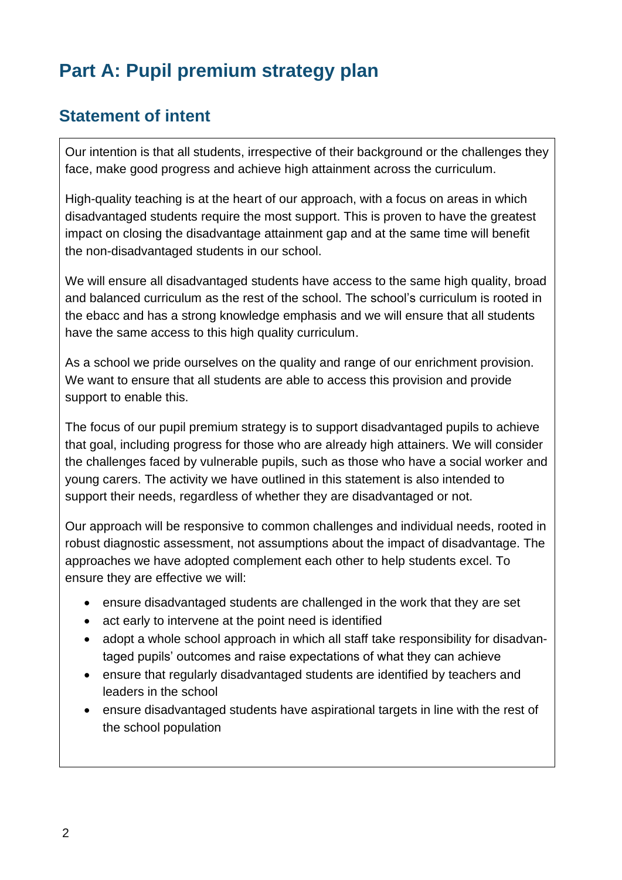# Part A: Pupil premium strategy plan

## Statement of intent

Our intention is that all students, irrespective of their background or the challenges they face, make good progress and achieve high attainment across the curriculum.

High-quality teaching is at the heart of our approach, with a focus on areas in which disadvantaged students require the most support. This is proven to have the greatest impact on closing the disadvantage attainment gap and at the same time will benefit the non-disadvantaged students in our school.

We will ensure all disadvantaged students have access to the same high quality, broad and balanced curriculum as the rest of the school. The school's curriculum is rooted in the ebacc and has a strong knowledge emphasis and we will ensure that all students have the same access to this high quality curriculum.

As a school we pride ourselves on the quality and range of our enrichment provision. We want to ensure that all students are able to access this provision and provide support to enable this.

The focus of our pupil premium strategy is to support disadvantaged pupils to achieve that goal, including progress for those who are already high attainers. We will consider the challenges faced by vulnerable pupils, such as those who have a social worker and young carers. The activity we have outlined in this statement is also intended to support their needs, regardless of whether they are disadvantaged or not.

Our approach will be responsive to common challenges and individual needs, rooted in robust diagnostic assessment, not assumptions about the impact of disadvantage. The approaches we have adopted complement each other to help students excel. To ensure they are effective we will:

- ensure disadvantaged students are challenged in the work that they are set
- act early to intervene at the point need is identified
- adopt a whole school approach in which all staff take responsibility for disadvantaged pupils' outcomes and raise expectations of what they can achieve
- ensure that regularly disadvantaged students are identified by teachers and leaders in the school
- ensure disadvantaged students have aspirational targets in line with the rest of the school population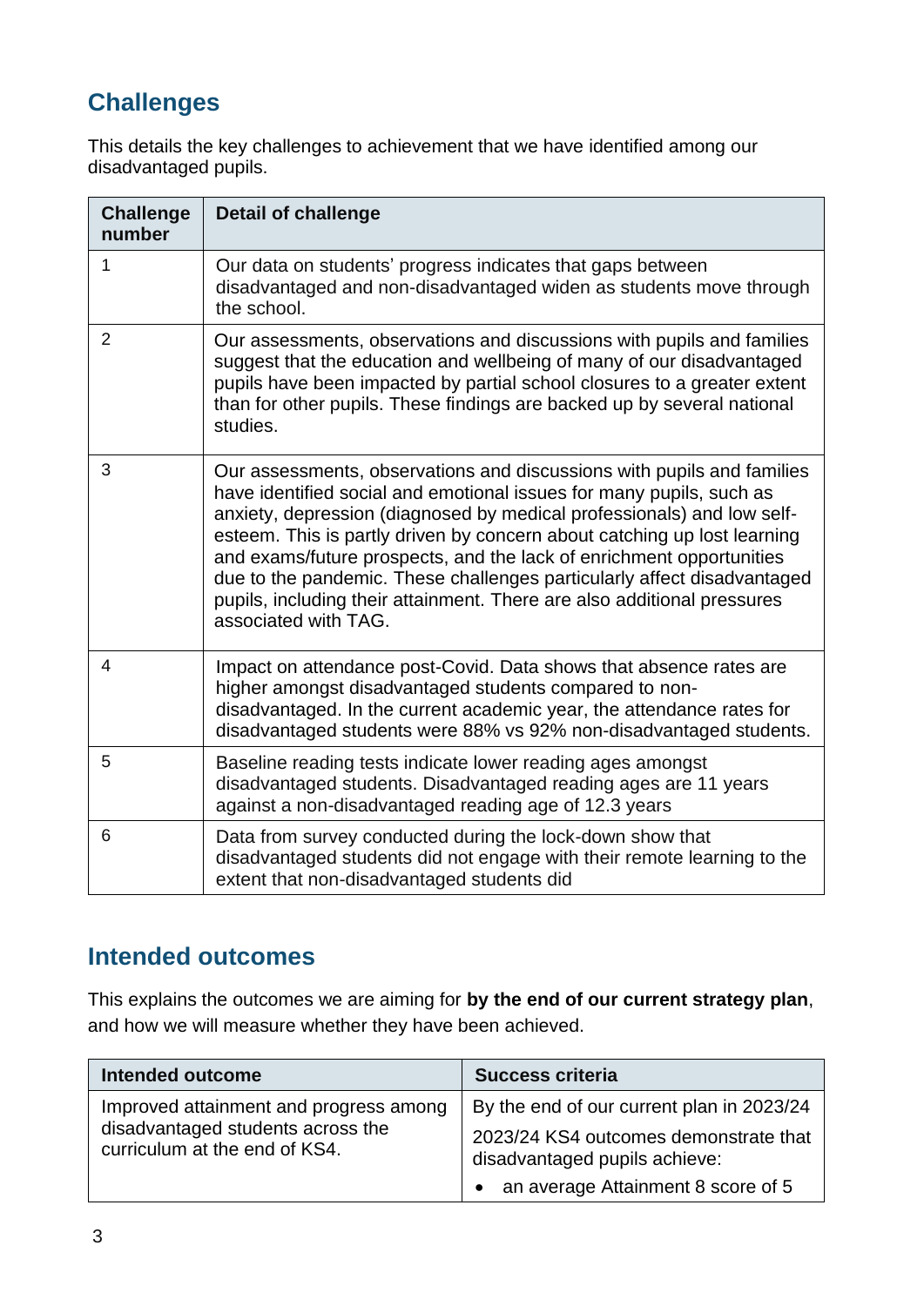## Challenges

This details the key challenges to achievement that we have identified among our disadvantaged pupils.

| Challenge number | Detail of challenge |
|---|---|
| 1 | Our data on students' progress indicates that gaps between disadvantaged and non-disadvantaged widen as students move through the school. |
| 2 | Our assessments, observations and discussions with pupils and families suggest that the education and wellbeing of many of our disadvantaged pupils have been impacted by partial school closures to a greater extent than for other pupils. These findings are backed up by several national studies. |
| 3 | Our assessments, observations and discussions with pupils and families have identified social and emotional issues for many pupils, such as anxiety, depression (diagnosed by medical professionals) and low self-esteem. This is partly driven by concern about catching up lost learning and exams/future prospects, and the lack of enrichment opportunities due to the pandemic. These challenges particularly affect disadvantaged pupils, including their attainment. There are also additional pressures associated with TAG. |
| 4 | Impact on attendance post-Covid. Data shows that absence rates are higher amongst disadvantaged students compared to non-disadvantaged. In the current academic year, the attendance rates for disadvantaged students were 88% vs 92% non-disadvantaged students. |
| 5 | Baseline reading tests indicate lower reading ages amongst disadvantaged students. Disadvantaged reading ages are 11 years against a non-disadvantaged reading age of 12.3 years |
| 6 | Data from survey conducted during the lock-down show that disadvantaged students did not engage with their remote learning to the extent that non-disadvantaged students did |

## Intended outcomes

This explains the outcomes we are aiming for **by the end of our current strategy plan**, and how we will measure whether they have been achieved.

| Intended outcome | Success criteria |
|---|---|
| Improved attainment and progress among disadvantaged students across the curriculum at the end of KS4. | By the end of our current plan in 2023/24<br><br>2023/24 KS4 outcomes demonstrate that disadvantaged pupils achieve:<br><br>• an average Attainment 8 score of 5 |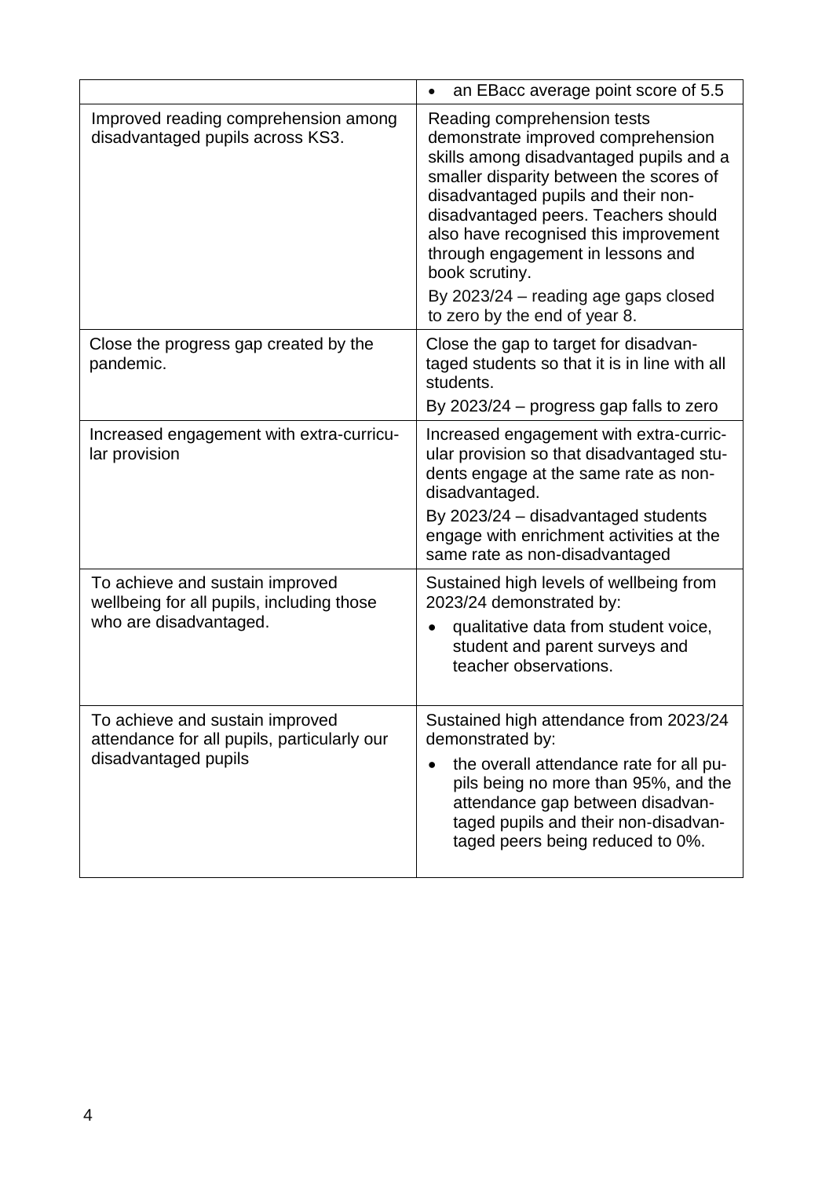| | |
|---|---|
| | • an EBacc average point score of 5.5 |
| Improved reading comprehension among disadvantaged pupils across KS3. | Reading comprehension tests demonstrate improved comprehension skills among disadvantaged pupils and a smaller disparity between the scores of disadvantaged pupils and their non-disadvantaged peers. Teachers should also have recognised this improvement through engagement in lessons and book scrutiny.<br>By 2023/24 – reading age gaps closed to zero by the end of year 8. |
| Close the progress gap created by the pandemic. | Close the gap to target for disadvantaged students so that it is in line with all students.<br>By 2023/24 – progress gap falls to zero |
| Increased engagement with extra-curricular provision | Increased engagement with extra-curricular provision so that disadvantaged students engage at the same rate as non-disadvantaged.<br>By 2023/24 – disadvantaged students engage with enrichment activities at the same rate as non-disadvantaged |
| To achieve and sustain improved wellbeing for all pupils, including those who are disadvantaged. | Sustained high levels of wellbeing from 2023/24 demonstrated by:<br>• qualitative data from student voice, student and parent surveys and teacher observations. |
| To achieve and sustain improved attendance for all pupils, particularly our disadvantaged pupils | Sustained high attendance from 2023/24 demonstrated by:<br>• the overall attendance rate for all pupils being no more than 95%, and the attendance gap between disadvantaged pupils and their non-disadvantaged peers being reduced to 0%. |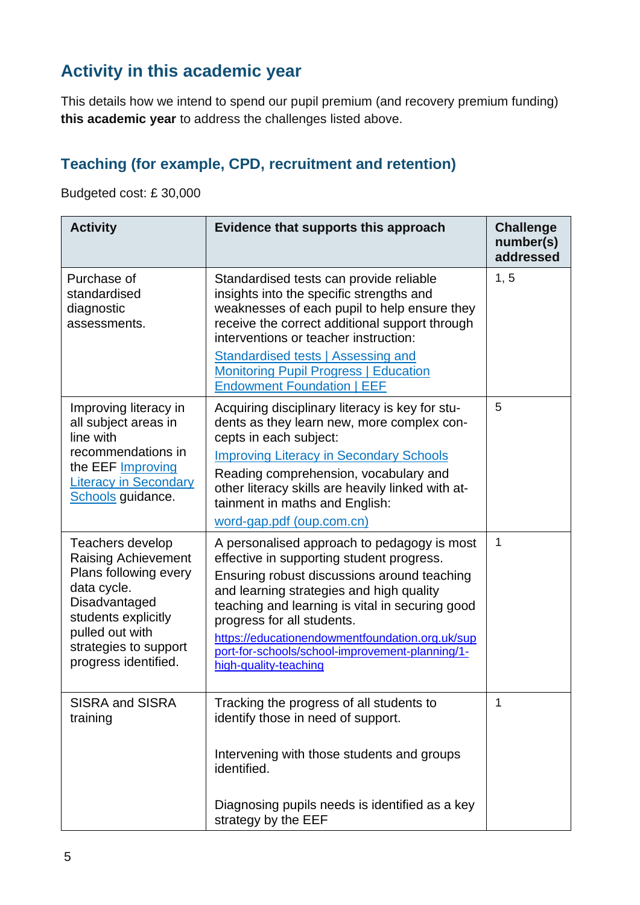## Activity in this academic year

This details how we intend to spend our pupil premium (and recovery premium funding) **this academic year** to address the challenges listed above.

### Teaching (for example, CPD, recruitment and retention)

Budgeted cost: £ 30,000

| Activity | Evidence that supports this approach | Challenge number(s) addressed |
|---|---|---|
| Purchase of standardised diagnostic assessments. | Standardised tests can provide reliable insights into the specific strengths and weaknesses of each pupil to help ensure they receive the correct additional support through interventions or teacher instruction:<br>Standardised tests \| Assessing and Monitoring Pupil Progress \| Education Endowment Foundation \| EEF | 1, 5 |
| Improving literacy in all subject areas in line with recommendations in the EEF Improving Literacy in Secondary Schools guidance. | Acquiring disciplinary literacy is key for students as they learn new, more complex concepts in each subject:<br>Improving Literacy in Secondary Schools<br>Reading comprehension, vocabulary and other literacy skills are heavily linked with attainment in maths and English:<br>word-gap.pdf (oup.com.cn) | 5 |
| Teachers develop Raising Achievement Plans following every data cycle. Disadvantaged students explicitly pulled out with strategies to support progress identified. | A personalised approach to pedagogy is most effective in supporting student progress.<br>Ensuring robust discussions around teaching and learning strategies and high quality teaching and learning is vital in securing good progress for all students.<br>https://educationendowmentfoundation.org.uk/support-for-schools/school-improvement-planning/1-high-quality-teaching | 1 |
| SISRA and SISRA training | Tracking the progress of all students to identify those in need of support.<br><br>Intervening with those students and groups identified.<br><br>Diagnosing pupils needs is identified as a key strategy by the EEF | 1 |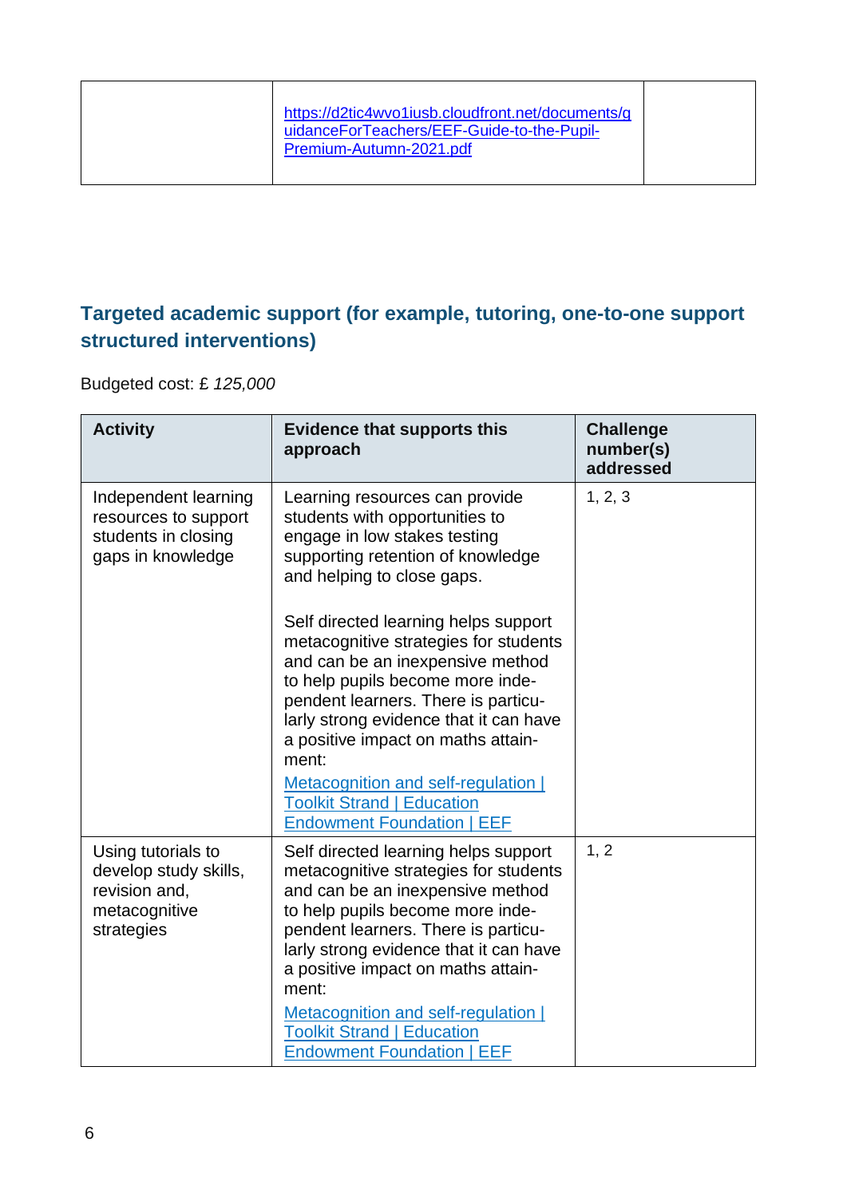| | https://d2tic4wvo1iusb.cloudfront.net/documents/guidanceForTeachers/EEF-Guide-to-the-Pupil-Premium-Autumn-2021.pdf | |
|---|---|---|

## Targeted academic support (for example, tutoring, one-to-one support structured interventions)

Budgeted cost: £ *125,000*

| Activity | Evidence that supports this approach | Challenge number(s) addressed |
|---|---|---|
| Independent learning resources to support students in closing gaps in knowledge | Learning resources can provide students with opportunities to engage in low stakes testing supporting retention of knowledge and helping to close gaps.<br><br>Self directed learning helps support metacognitive strategies for students and can be an inexpensive method to help pupils become more independent learners. There is particularly strong evidence that it can have a positive impact on maths attainment:<br>Metacognition and self-regulation \| Toolkit Strand \| Education Endowment Foundation \| EEF | 1, 2, 3 |
| Using tutorials to develop study skills, revision and, metacognitive strategies | Self directed learning helps support metacognitive strategies for students and can be an inexpensive method to help pupils become more independent learners. There is particularly strong evidence that it can have a positive impact on maths attainment:<br>Metacognition and self-regulation \| Toolkit Strand \| Education Endowment Foundation \| EEF | 1, 2 |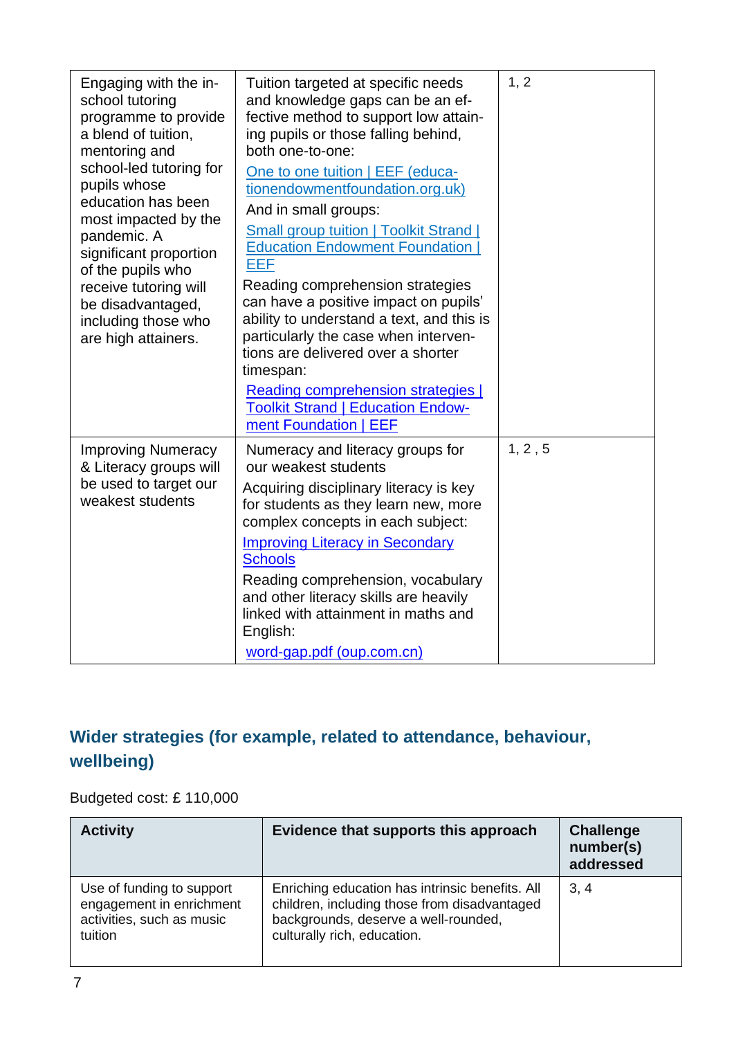| | | |
|---|---|---|
| Engaging with the in-school tutoring programme to provide a blend of tuition, mentoring and school-led tutoring for pupils whose education has been most impacted by the pandemic. A significant proportion of the pupils who receive tutoring will be disadvantaged, including those who are high attainers. | Tuition targeted at specific needs and knowledge gaps can be an effective method to support low attaining pupils or those falling behind, both one-to-one: [One to one tuition \| EEF (educationendowmentfoundation.org.uk)] And in small groups: [Small group tuition \| Toolkit Strand \| Education Endowment Foundation \| EEF] Reading comprehension strategies can have a positive impact on pupils' ability to understand a text, and this is particularly the case when interventions are delivered over a shorter timespan: [Reading comprehension strategies \| Toolkit Strand \| Education Endowment Foundation \| EEF] | 1, 2 |
| Improving Numeracy & Literacy groups will be used to target our weakest students | Numeracy and literacy groups for our weakest students Acquiring disciplinary literacy is key for students as they learn new, more complex concepts in each subject: [Improving Literacy in Secondary Schools] Reading comprehension, vocabulary and other literacy skills are heavily linked with attainment in maths and English: [word-gap.pdf (oup.com.cn)] | 1, 2 , 5 |

## Wider strategies (for example, related to attendance, behaviour, wellbeing)

Budgeted cost: £ 110,000

| Activity | Evidence that supports this approach | Challenge number(s) addressed |
|---|---|---|
| Use of funding to support engagement in enrichment activities, such as music tuition | Enriching education has intrinsic benefits. All children, including those from disadvantaged backgrounds, deserve a well-rounded, culturally rich, education. | 3, 4 |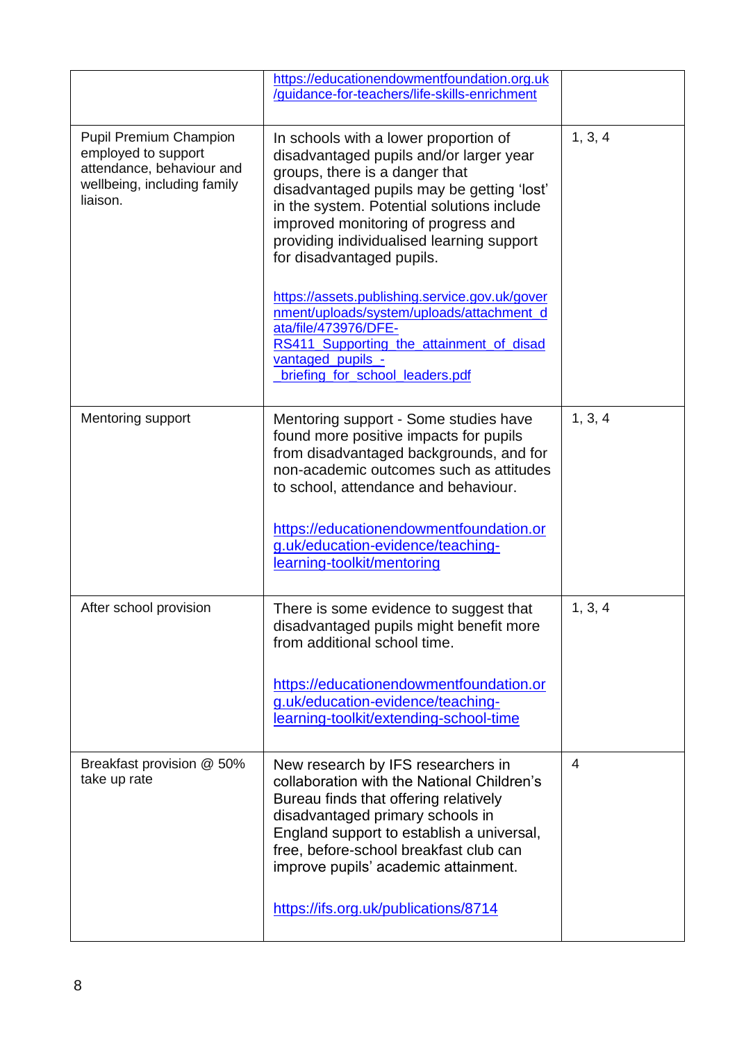| | | |
|---|---|---|
| | https://educationendowmentfoundation.org.uk/guidance-for-teachers/life-skills-enrichment | |
| Pupil Premium Champion employed to support attendance, behaviour and wellbeing, including family liaison. | In schools with a lower proportion of disadvantaged pupils and/or larger year groups, there is a danger that disadvantaged pupils may be getting 'lost' in the system. Potential solutions include improved monitoring of progress and providing individualised learning support for disadvantaged pupils.<br><br>https://assets.publishing.service.gov.uk/government/uploads/system/uploads/attachment_data/file/473976/DFE-RS411_Supporting_the_attainment_of_disadvantaged_pupils_-_briefing_for_school_leaders.pdf | 1, 3, 4 |
| Mentoring support | Mentoring support - Some studies have found more positive impacts for pupils from disadvantaged backgrounds, and for non-academic outcomes such as attitudes to school, attendance and behaviour.<br><br>https://educationendowmentfoundation.org.uk/education-evidence/teaching-learning-toolkit/mentoring | 1, 3, 4 |
| After school provision | There is some evidence to suggest that disadvantaged pupils might benefit more from additional school time.<br><br>https://educationendowmentfoundation.org.uk/education-evidence/teaching-learning-toolkit/extending-school-time | 1, 3, 4 |
| Breakfast provision @ 50% take up rate | New research by IFS researchers in collaboration with the National Children's Bureau finds that offering relatively disadvantaged primary schools in England support to establish a universal, free, before-school breakfast club can improve pupils' academic attainment.<br><br>https://ifs.org.uk/publications/8714 | 4 |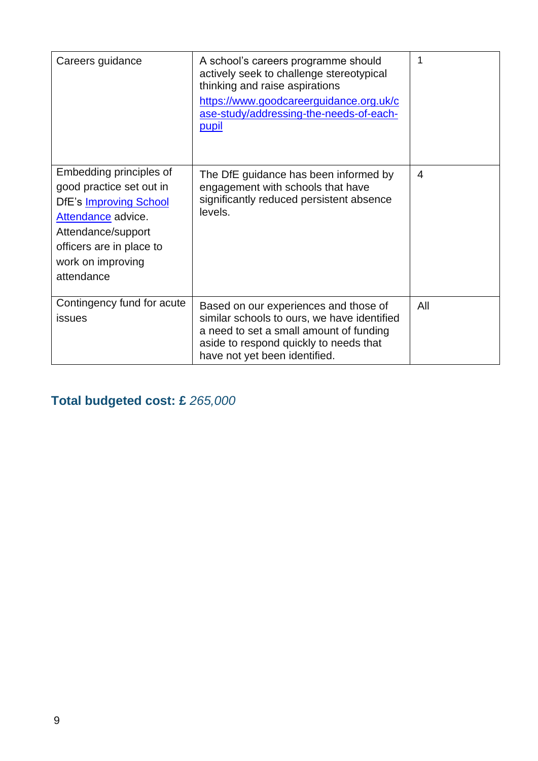| Careers guidance | A school's careers programme should actively seek to challenge stereotypical thinking and raise aspirations [https://www.goodcareerguidance.org.uk/case-study/addressing-the-needs-of-each-pupil](https://www.goodcareerguidance.org.uk/case-study/addressing-the-needs-of-each-pupil) | 1 |
|---|---|---|
| Embedding principles of good practice set out in DfE's Improving School Attendance advice. Attendance/support officers are in place to work on improving attendance | The DfE guidance has been informed by engagement with schools that have significantly reduced persistent absence levels. | 4 |
| Contingency fund for acute issues | Based on our experiences and those of similar schools to ours, we have identified a need to set a small amount of funding aside to respond quickly to needs that have not yet been identified. | All |

## Total budgeted cost: £ *265,000*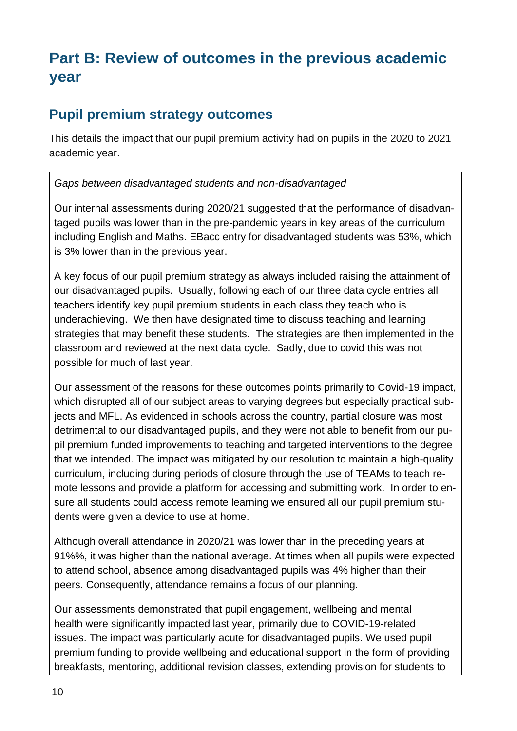# Part B: Review of outcomes in the previous academic year

## Pupil premium strategy outcomes

This details the impact that our pupil premium activity had on pupils in the 2020 to 2021 academic year.

*Gaps between disadvantaged students and non-disadvantaged*

Our internal assessments during 2020/21 suggested that the performance of disadvantaged pupils was lower than in the pre-pandemic years in key areas of the curriculum including English and Maths. EBacc entry for disadvantaged students was 53%, which is 3% lower than in the previous year.

A key focus of our pupil premium strategy as always included raising the attainment of our disadvantaged pupils. Usually, following each of our three data cycle entries all teachers identify key pupil premium students in each class they teach who is underachieving. We then have designated time to discuss teaching and learning strategies that may benefit these students. The strategies are then implemented in the classroom and reviewed at the next data cycle. Sadly, due to covid this was not possible for much of last year.

Our assessment of the reasons for these outcomes points primarily to Covid-19 impact, which disrupted all of our subject areas to varying degrees but especially practical subjects and MFL. As evidenced in schools across the country, partial closure was most detrimental to our disadvantaged pupils, and they were not able to benefit from our pupil premium funded improvements to teaching and targeted interventions to the degree that we intended. The impact was mitigated by our resolution to maintain a high-quality curriculum, including during periods of closure through the use of TEAMs to teach remote lessons and provide a platform for accessing and submitting work. In order to ensure all students could access remote learning we ensured all our pupil premium students were given a device to use at home.

Although overall attendance in 2020/21 was lower than in the preceding years at 91%%, it was higher than the national average. At times when all pupils were expected to attend school, absence among disadvantaged pupils was 4% higher than their peers. Consequently, attendance remains a focus of our planning.

Our assessments demonstrated that pupil engagement, wellbeing and mental health were significantly impacted last year, primarily due to COVID-19-related issues. The impact was particularly acute for disadvantaged pupils. We used pupil premium funding to provide wellbeing and educational support in the form of providing breakfasts, mentoring, additional revision classes, extending provision for students to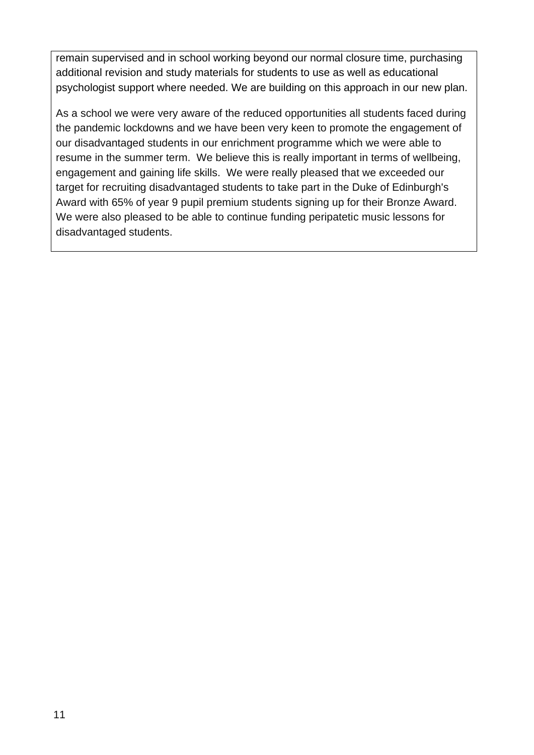remain supervised and in school working beyond our normal closure time, purchasing additional revision and study materials for students to use as well as educational psychologist support where needed. We are building on this approach in our new plan.

As a school we were very aware of the reduced opportunities all students faced during the pandemic lockdowns and we have been very keen to promote the engagement of our disadvantaged students in our enrichment programme which we were able to resume in the summer term. We believe this is really important in terms of wellbeing, engagement and gaining life skills. We were really pleased that we exceeded our target for recruiting disadvantaged students to take part in the Duke of Edinburgh's Award with 65% of year 9 pupil premium students signing up for their Bronze Award. We were also pleased to be able to continue funding peripatetic music lessons for disadvantaged students.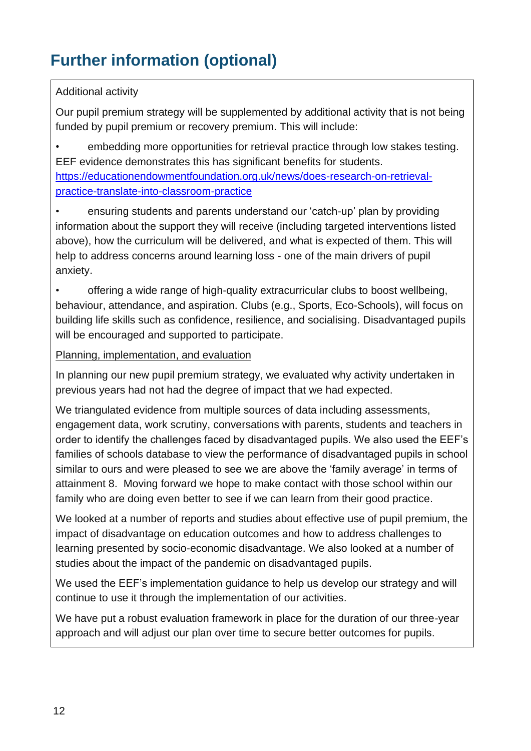## Further information (optional)

Additional activity

Our pupil premium strategy will be supplemented by additional activity that is not being funded by pupil premium or recovery premium. This will include:

- embedding more opportunities for retrieval practice through low stakes testing. EEF evidence demonstrates this has significant benefits for students. [https://educationendowmentfoundation.org.uk/news/does-research-on-retrieval-practice-translate-into-classroom-practice](https://educationendowmentfoundation.org.uk/news/does-research-on-retrieval-practice-translate-into-classroom-practice)
- ensuring students and parents understand our 'catch-up' plan by providing information about the support they will receive (including targeted interventions listed above), how the curriculum will be delivered, and what is expected of them. This will help to address concerns around learning loss - one of the main drivers of pupil anxiety.
- offering a wide range of high-quality extracurricular clubs to boost wellbeing, behaviour, attendance, and aspiration. Clubs (e.g., Sports, Eco-Schools), will focus on building life skills such as confidence, resilience, and socialising. Disadvantaged pupils will be encouraged and supported to participate.

Planning, implementation, and evaluation

In planning our new pupil premium strategy, we evaluated why activity undertaken in previous years had not had the degree of impact that we had expected.

We triangulated evidence from multiple sources of data including assessments, engagement data, work scrutiny, conversations with parents, students and teachers in order to identify the challenges faced by disadvantaged pupils. We also used the EEF's families of schools database to view the performance of disadvantaged pupils in school similar to ours and were pleased to see we are above the 'family average' in terms of attainment 8. Moving forward we hope to make contact with those school within our family who are doing even better to see if we can learn from their good practice.

We looked at a number of reports and studies about effective use of pupil premium, the impact of disadvantage on education outcomes and how to address challenges to learning presented by socio-economic disadvantage. We also looked at a number of studies about the impact of the pandemic on disadvantaged pupils.

We used the EEF's implementation guidance to help us develop our strategy and will continue to use it through the implementation of our activities.

We have put a robust evaluation framework in place for the duration of our three-year approach and will adjust our plan over time to secure better outcomes for pupils.